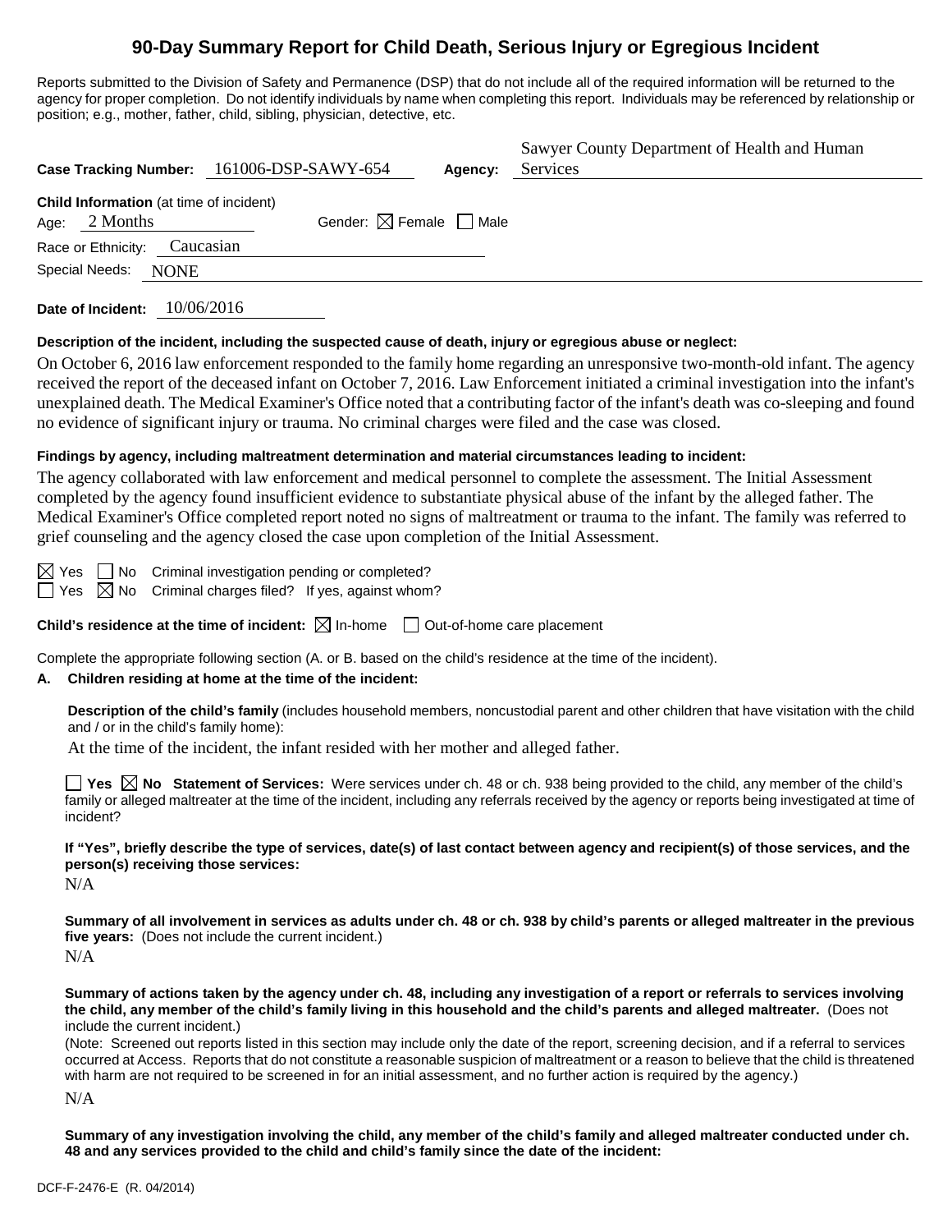# 90-Day Summary Report for Child Death, Serious Injury or Egregious Incident

Reports submitted to the Division of Safety and Permanence (DSP) that do not include all of the required information will be returned to the agency for proper completion. Do not identify individuals by name when completing this report. Individuals may be referenced by relationship or position; e.g., mother, father, child, sibling, physician, detective, etc.

**Case Tracking Number:** 161006-DSP-SAWY-654 **Agency:** Sawyer County Department of Health and Human Services

**Child Information** (at time of incident)

Age: 2 Months Gender: ☒ Female ☐ Male

Race or Ethnicity: Caucasian

Special Needs: NONE

**Date of Incident:** 10/06/2016

**Description of the incident, including the suspected cause of death, injury or egregious abuse or neglect:**

On October 6, 2016 law enforcement responded to the family home regarding an unresponsive two-month-old infant. The agency received the report of the deceased infant on October 7, 2016. Law Enforcement initiated a criminal investigation into the infant's unexplained death. The Medical Examiner's Office noted that a contributing factor of the infant's death was co-sleeping and found no evidence of significant injury or trauma. No criminal charges were filed and the case was closed.

**Findings by agency, including maltreatment determination and material circumstances leading to incident:**

The agency collaborated with law enforcement and medical personnel to complete the assessment. The Initial Assessment completed by the agency found insufficient evidence to substantiate physical abuse of the infant by the alleged father. The Medical Examiner's Office completed report noted no signs of maltreatment or trauma to the infant. The family was referred to grief counseling and the agency closed the case upon completion of the Initial Assessment.

☒ Yes ☐ No Criminal investigation pending or completed?

☐ Yes ☒ No Criminal charges filed? If yes, against whom?

**Child's residence at the time of incident:** ☒ In-home ☐ Out-of-home care placement

Complete the appropriate following section (A. or B. based on the child's residence at the time of the incident).

**A. Children residing at home at the time of the incident:**

**Description of the child's family** (includes household members, noncustodial parent and other children that have visitation with the child and / or in the child's family home):

At the time of the incident, the infant resided with her mother and alleged father.

☐ **Yes** ☒ **No Statement of Services:** Were services under ch. 48 or ch. 938 being provided to the child, any member of the child's family or alleged maltreater at the time of the incident, including any referrals received by the agency or reports being investigated at time of incident?

**If "Yes", briefly describe the type of services, date(s) of last contact between agency and recipient(s) of those services, and the person(s) receiving those services:**

N/A

**Summary of all involvement in services as adults under ch. 48 or ch. 938 by child's parents or alleged maltreater in the previous five years:** (Does not include the current incident.)

N/A

**Summary of actions taken by the agency under ch. 48, including any investigation of a report or referrals to services involving the child, any member of the child's family living in this household and the child's parents and alleged maltreater.** (Does not include the current incident.)

(Note: Screened out reports listed in this section may include only the date of the report, screening decision, and if a referral to services occurred at Access. Reports that do not constitute a reasonable suspicion of maltreatment or a reason to believe that the child is threatened with harm are not required to be screened in for an initial assessment, and no further action is required by the agency.)

N/A

**Summary of any investigation involving the child, any member of the child's family and alleged maltreater conducted under ch. 48 and any services provided to the child and child's family since the date of the incident:**

DCF-F-2476-E (R. 04/2014)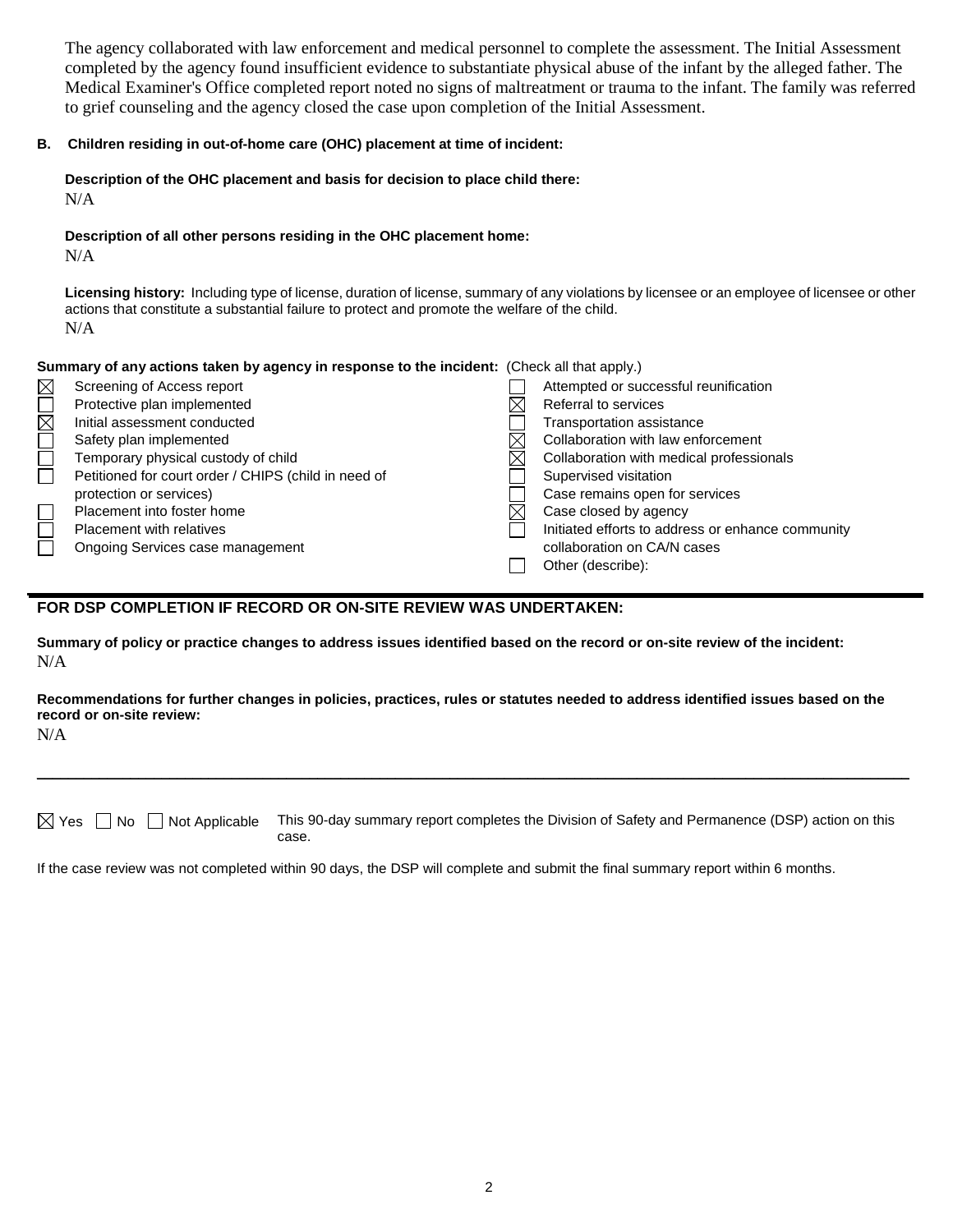The agency collaborated with law enforcement and medical personnel to complete the assessment. The Initial Assessment completed by the agency found insufficient evidence to substantiate physical abuse of the infant by the alleged father. The Medical Examiner's Office completed report noted no signs of maltreatment or trauma to the infant. The family was referred to grief counseling and the agency closed the case upon completion of the Initial Assessment.

**B. Children residing in out-of-home care (OHC) placement at time of incident:**

**Description of the OHC placement and basis for decision to place child there:**
N/A

**Description of all other persons residing in the OHC placement home:**
N/A

**Licensing history:** Including type of license, duration of license, summary of any violations by licensee or an employee of licensee or other actions that constitute a substantial failure to protect and promote the welfare of the child.
N/A

**Summary of any actions taken by agency in response to the incident:** (Check all that apply.)

- ☒ Screening of Access report
- ☐ Protective plan implemented
- ☒ Initial assessment conducted
- ☐ Safety plan implemented
- ☐ Temporary physical custody of child
- ☐ Petitioned for court order / CHIPS (child in need of protection or services)
- ☐ Placement into foster home
- ☐ Placement with relatives
- ☐ Ongoing Services case management
- ☐ Attempted or successful reunification
- ☒ Referral to services
- ☐ Transportation assistance
- ☒ Collaboration with law enforcement
- ☒ Collaboration with medical professionals
- ☐ Supervised visitation
- ☐ Case remains open for services
- ☒ Case closed by agency
- ☐ Initiated efforts to address or enhance community collaboration on CA/N cases
- ☐ Other (describe):

## FOR DSP COMPLETION IF RECORD OR ON-SITE REVIEW WAS UNDERTAKEN:

**Summary of policy or practice changes to address issues identified based on the record or on-site review of the incident:**
N/A

**Recommendations for further changes in policies, practices, rules or statutes needed to address identified issues based on the record or on-site review:**
N/A

---

☒ Yes ☐ No ☐ Not Applicable This 90-day summary report completes the Division of Safety and Permanence (DSP) action on this case.

If the case review was not completed within 90 days, the DSP will complete and submit the final summary report within 6 months.